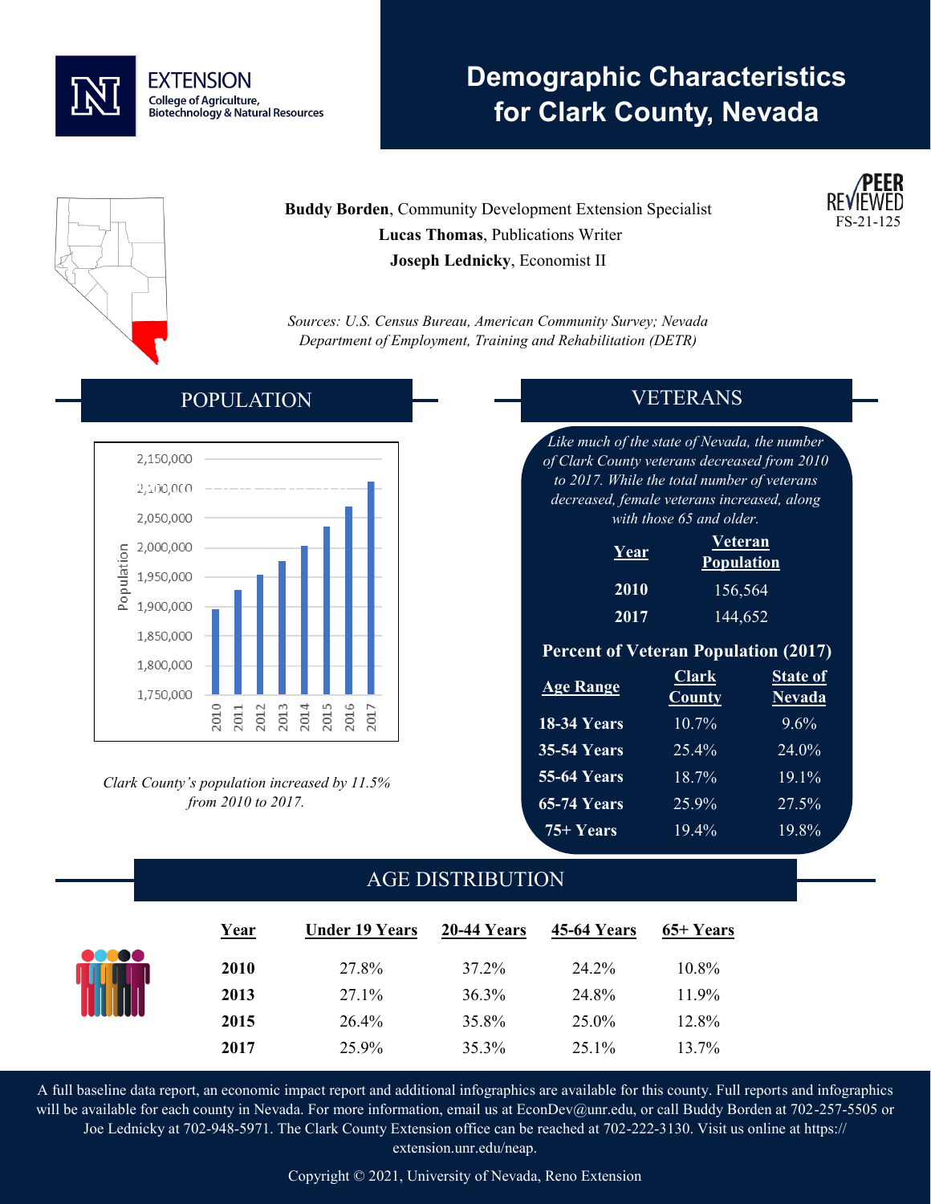EXTENSION
College of Agriculture, Biotechnology & Natural Resources

# Demographic Characteristics for Clark County, Nevada

PEER REVIEWED
FS-21-125

**Buddy Borden**, Community Development Extension Specialist
**Lucas Thomas**, Publications Writer
**Joseph Lednicky**, Economist II

*Sources: U.S. Census Bureau, American Community Survey; Nevada Department of Employment, Training and Rehabilitation (DETR)*

## POPULATION

*Clark County's population increased by 11.5% from 2010 to 2017.*

## VETERANS

*Like much of the state of Nevada, the number of Clark County veterans decreased from 2010 to 2017. While the total number of veterans decreased, female veterans increased, along with those 65 and older.*

| Year | Veteran Population |
|---|---|
| **2010** | 156,564 |
| **2017** | 144,652 |

**Percent of Veteran Population (2017)**

| Age Range | Clark County | State of Nevada |
|---|---|---|
| **18-34 Years** | 10.7% | 9.6% |
| **35-54 Years** | 25.4% | 24.0% |
| **55-64 Years** | 18.7% | 19.1% |
| **65-74 Years** | 25.9% | 27.5% |
| **75+ Years** | 19.4% | 19.8% |

## AGE DISTRIBUTION

| Year | Under 19 Years | 20-44 Years | 45-64 Years | 65+ Years |
|---|---|---|---|---|
| **2010** | 27.8% | 37.2% | 24.2% | 10.8% |
| **2013** | 27.1% | 36.3% | 24.8% | 11.9% |
| **2015** | 26.4% | 35.8% | 25.0% | 12.8% |
| **2017** | 25.9% | 35.3% | 25.1% | 13.7% |

A full baseline data report, an economic impact report and additional infographics are available for this county. Full reports and infographics will be available for each county in Nevada. For more information, email us at EconDev@unr.edu, or call Buddy Borden at 702-257-5505 or Joe Lednicky at 702-948-5971. The Clark County Extension office can be reached at 702-222-3130. Visit us online at https://extension.unr.edu/neap.

Copyright © 2021, University of Nevada, Reno Extension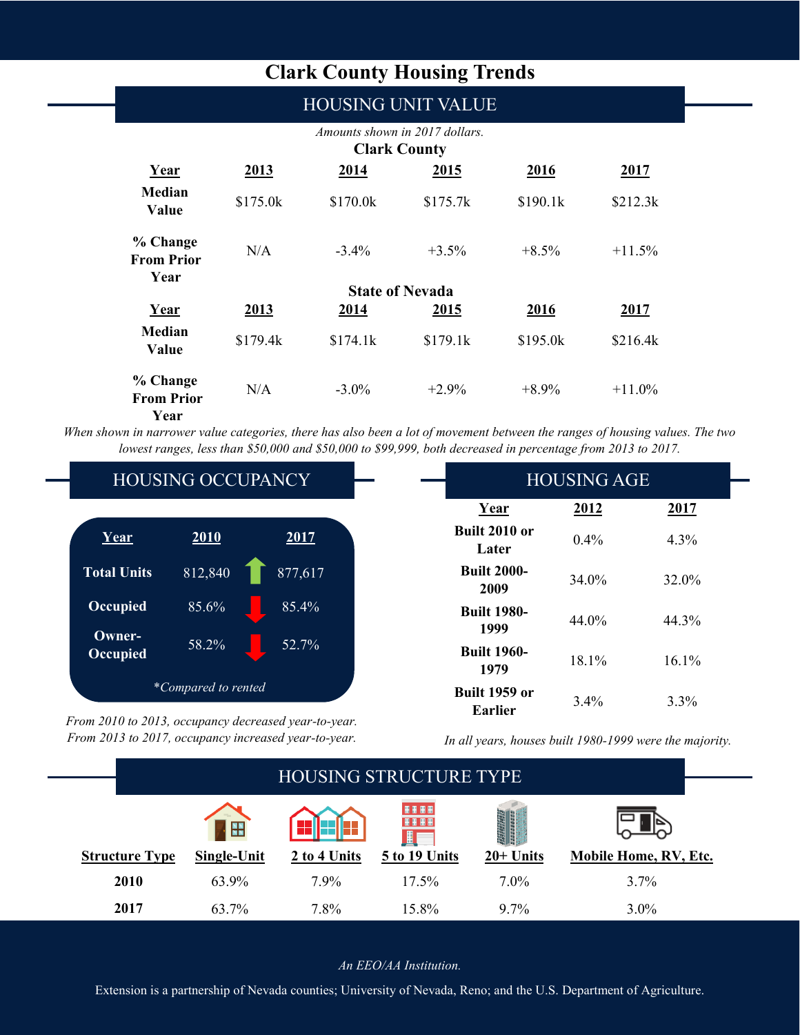# Clark County Housing Trends

## HOUSING UNIT VALUE

*Amounts shown in 2017 dollars.*

**Clark County**

| Year | 2013 | 2014 | 2015 | 2016 | 2017 |
|---|---|---|---|---|---|
| **Median Value** | $175.0k | $170.0k | $175.7k | $190.1k | $212.3k |
| **% Change From Prior Year** | N/A | -3.4% | +3.5% | +8.5% | +11.5% |

**State of Nevada**

| Year | 2013 | 2014 | 2015 | 2016 | 2017 |
|---|---|---|---|---|---|
| **Median Value** | $179.4k | $174.1k | $179.1k | $195.0k | $216.4k |
| **% Change From Prior Year** | N/A | -3.0% | +2.9% | +8.9% | +11.0% |

*When shown in narrower value categories, there has also been a lot of movement between the ranges of housing values. The two lowest ranges, less than $50,000 and $50,000 to $99,999, both decreased in percentage from 2013 to 2017.*

## HOUSING OCCUPANCY

| Year | 2010 | 2017 |
|---|---|---|
| **Total Units** | 812,840 | 877,617 |
| **Occupied** | 85.6% | 85.4% |
| **Owner-Occupied** | 58.2% | 52.7% |

*\*Compared to rented*

*From 2010 to 2013, occupancy decreased year-to-year. From 2013 to 2017, occupancy increased year-to-year.*

## HOUSING AGE

| Year | 2012 | 2017 |
|---|---|---|
| **Built 2010 or Later** | 0.4% | 4.3% |
| **Built 2000-2009** | 34.0% | 32.0% |
| **Built 1980-1999** | 44.0% | 44.3% |
| **Built 1960-1979** | 18.1% | 16.1% |
| **Built 1959 or Earlier** | 3.4% | 3.3% |

*In all years, houses built 1980-1999 were the majority.*

## HOUSING STRUCTURE TYPE

| Structure Type | Single-Unit | 2 to 4 Units | 5 to 19 Units | 20+ Units | Mobile Home, RV, Etc. |
|---|---|---|---|---|---|
| **2010** | 63.9% | 7.9% | 17.5% | 7.0% | 3.7% |
| **2017** | 63.7% | 7.8% | 15.8% | 9.7% | 3.0% |

*An EEO/AA Institution.*

Extension is a partnership of Nevada counties; University of Nevada, Reno; and the U.S. Department of Agriculture.